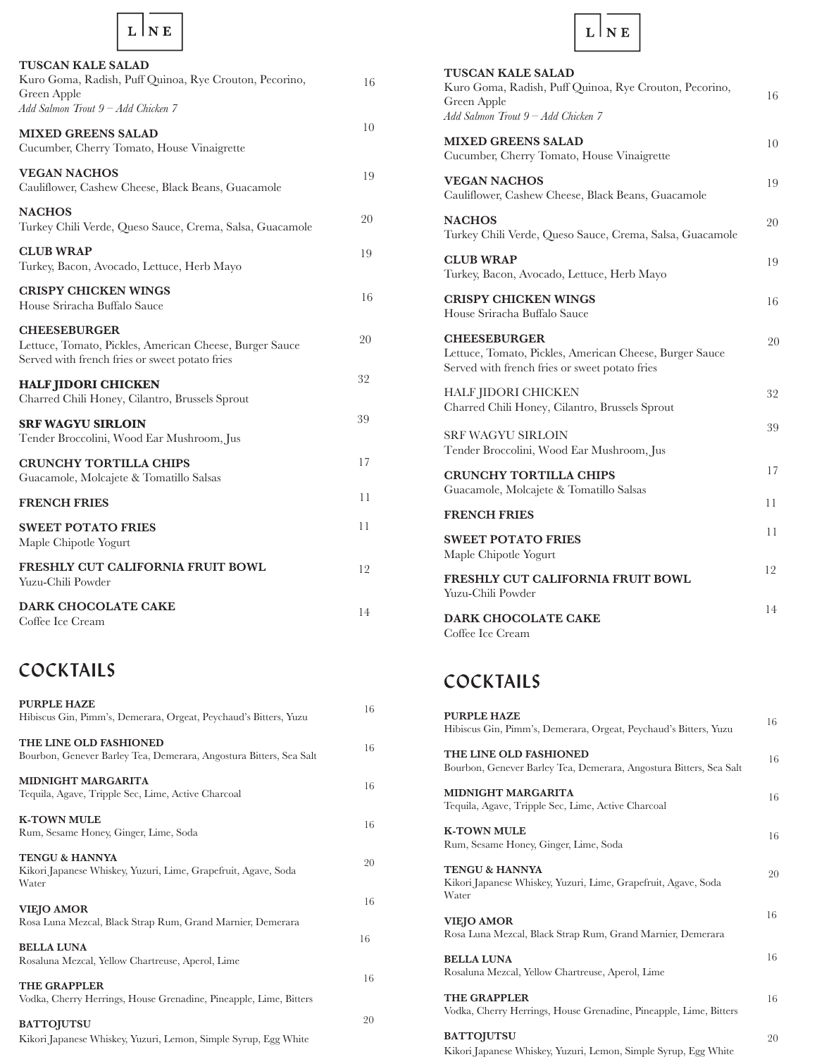LINE

**TUSCAN KALE SALAD** 16
Kuro Goma, Radish, Puff Quinoa, Rye Crouton, Pecorino, Green Apple
*Add Salmon Trout 9 – Add Chicken 7*

**MIXED GREENS SALAD** 10
Cucumber, Cherry Tomato, House Vinaigrette

**VEGAN NACHOS** 19
Cauliflower, Cashew Cheese, Black Beans, Guacamole

**NACHOS** 20
Turkey Chili Verde, Queso Sauce, Crema, Salsa, Guacamole

**CLUB WRAP** 19
Turkey, Bacon, Avocado, Lettuce, Herb Mayo

**CRISPY CHICKEN WINGS** 16
House Sriracha Buffalo Sauce

**CHEESEBURGER** 20
Lettuce, Tomato, Pickles, American Cheese, Burger Sauce
Served with french fries or sweet potato fries

**HALF JIDORI CHICKEN** 32
Charred Chili Honey, Cilantro, Brussels Sprout

**SRF WAGYU SIRLOIN** 39
Tender Broccolini, Wood Ear Mushroom, Jus

**CRUNCHY TORTILLA CHIPS** 17
Guacamole, Molcajete & Tomatillo Salsas

**FRENCH FRIES** 11

**SWEET POTATO FRIES** 11
Maple Chipotle Yogurt

**FRESHLY CUT CALIFORNIA FRUIT BOWL** 12
Yuzu-Chili Powder

**DARK CHOCOLATE CAKE** 14
Coffee Ice Cream

## COCKTAILS

**PURPLE HAZE** 16
Hibiscus Gin, Pimm's, Demerara, Orgeat, Peychaud's Bitters, Yuzu

**THE LINE OLD FASHIONED** 16
Bourbon, Genever Barley Tea, Demerara, Angostura Bitters, Sea Salt

**MIDNIGHT MARGARITA** 16
Tequila, Agave, Tripple Sec, Lime, Active Charcoal

**K-TOWN MULE** 16
Rum, Sesame Honey, Ginger, Lime, Soda

**TENGU & HANNYA** 20
Kikori Japanese Whiskey, Yuzuri, Lime, Grapefruit, Agave, Soda Water

**VIEJO AMOR** 16
Rosa Luna Mezcal, Black Strap Rum, Grand Marnier, Demerara

**BELLA LUNA** 16
Rosaluna Mezcal, Yellow Chartreuse, Aperol, Lime

**THE GRAPPLER** 16
Vodka, Cherry Herrings, House Grenadine, Pineapple, Lime, Bitters

**BATTOJUTSU** 20
Kikori Japanese Whiskey, Yuzuri, Lemon, Simple Syrup, Egg White

LINE

**TUSCAN KALE SALAD** 16
Kuro Goma, Radish, Puff Quinoa, Rye Crouton, Pecorino, Green Apple
*Add Salmon Trout 9 – Add Chicken 7*

**MIXED GREENS SALAD** 10
Cucumber, Cherry Tomato, House Vinaigrette

**VEGAN NACHOS** 19
Cauliflower, Cashew Cheese, Black Beans, Guacamole

**NACHOS** 20
Turkey Chili Verde, Queso Sauce, Crema, Salsa, Guacamole

**CLUB WRAP** 19
Turkey, Bacon, Avocado, Lettuce, Herb Mayo

**CRISPY CHICKEN WINGS** 16
House Sriracha Buffalo Sauce

**CHEESEBURGER** 20
Lettuce, Tomato, Pickles, American Cheese, Burger Sauce
Served with french fries or sweet potato fries

HALF JIDORI CHICKEN 32
Charred Chili Honey, Cilantro, Brussels Sprout

SRF WAGYU SIRLOIN 39
Tender Broccolini, Wood Ear Mushroom, Jus

**CRUNCHY TORTILLA CHIPS** 17
Guacamole, Molcajete & Tomatillo Salsas

**FRENCH FRIES** 11

**SWEET POTATO FRIES** 11
Maple Chipotle Yogurt

**FRESHLY CUT CALIFORNIA FRUIT BOWL** 12
Yuzu-Chili Powder

**DARK CHOCOLATE CAKE** 14
Coffee Ice Cream

## COCKTAILS

**PURPLE HAZE** 16
Hibiscus Gin, Pimm's, Demerara, Orgeat, Peychaud's Bitters, Yuzu

**THE LINE OLD FASHIONED** 16
Bourbon, Genever Barley Tea, Demerara, Angostura Bitters, Sea Salt

**MIDNIGHT MARGARITA** 16
Tequila, Agave, Tripple Sec, Lime, Active Charcoal

**K-TOWN MULE** 16
Rum, Sesame Honey, Ginger, Lime, Soda

**TENGU & HANNYA** 20
Kikori Japanese Whiskey, Yuzuri, Lime, Grapefruit, Agave, Soda Water

**VIEJO AMOR** 16
Rosa Luna Mezcal, Black Strap Rum, Grand Marnier, Demerara

**BELLA LUNA** 16
Rosaluna Mezcal, Yellow Chartreuse, Aperol, Lime

**THE GRAPPLER** 16
Vodka, Cherry Herrings, House Grenadine, Pineapple, Lime, Bitters

**BATTOJUTSU** 20
Kikori Japanese Whiskey, Yuzuri, Lemon, Simple Syrup, Egg White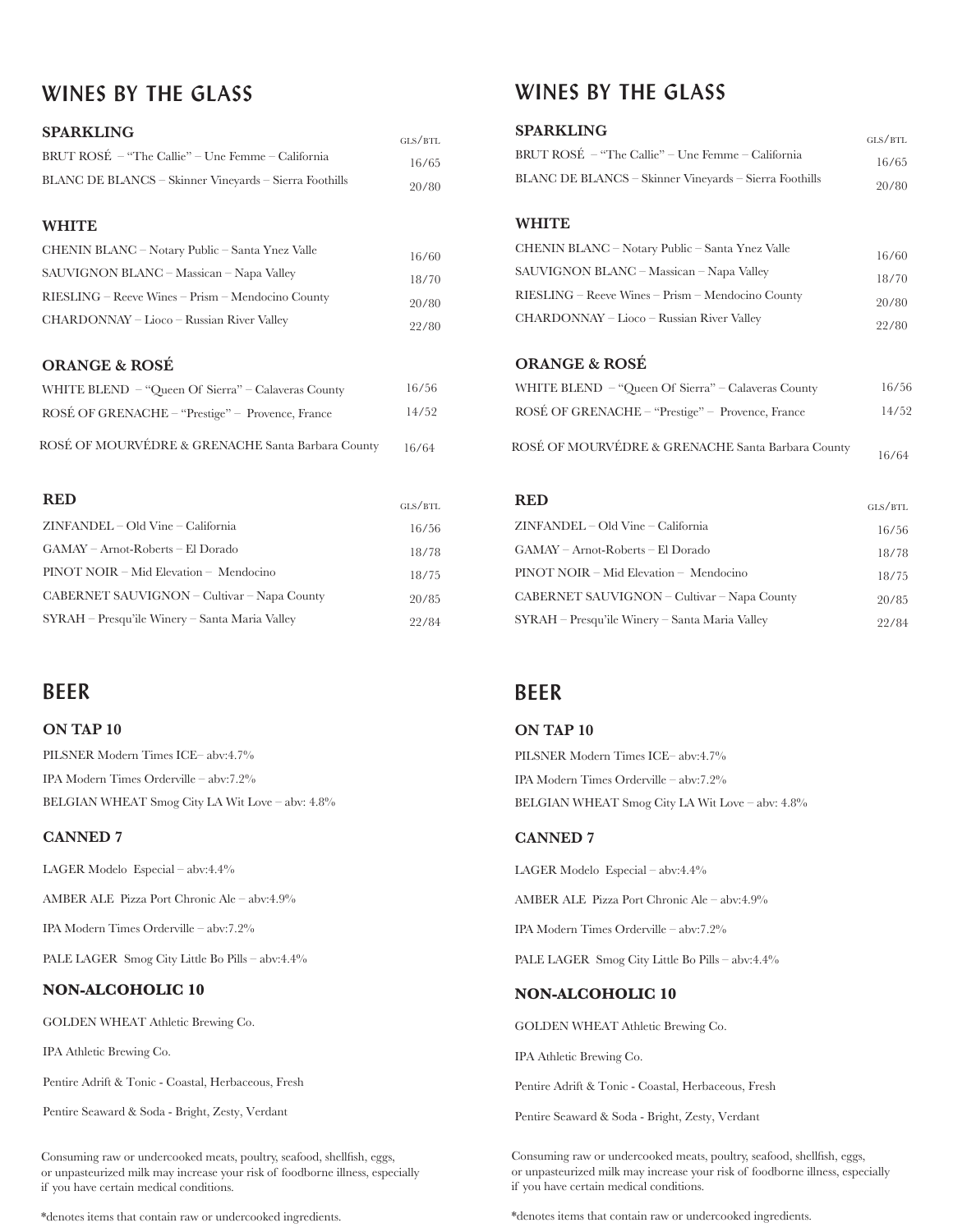# WINES BY THE GLASS

## SPARKLING

| | GLS/BTL |
|---|---|
| BRUT ROSÉ – "The Callie" – Une Femme – California | 16/65 |
| BLANC DE BLANCS – Skinner Vineyards – Sierra Foothills | 20/80 |

## WHITE

| | |
|---|---|
| CHENIN BLANC – Notary Public – Santa Ynez Valle | 16/60 |
| SAUVIGNON BLANC – Massican – Napa Valley | 18/70 |
| RIESLING – Reeve Wines – Prism – Mendocino County | 20/80 |
| CHARDONNAY – Lioco – Russian River Valley | 22/80 |

## ORANGE & ROSÉ

| | |
|---|---|
| WHITE BLEND – "Queen Of Sierra" – Calaveras County | 16/56 |
| ROSÉ OF GRENACHE – "Prestige" – Provence, France | 14/52 |
| ROSÉ OF MOURVÉDRE & GRENACHE Santa Barbara County | 16/64 |

## RED

| | GLS/BTL |
|---|---|
| ZINFANDEL – Old Vine – California | 16/56 |
| GAMAY – Arnot-Roberts – El Dorado | 18/78 |
| PINOT NOIR – Mid Elevation – Mendocino | 18/75 |
| CABERNET SAUVIGNON – Cultivar – Napa County | 20/85 |
| SYRAH – Presqu'ile Winery – Santa Maria Valley | 22/84 |

# BEER

## ON TAP 10

PILSNER Modern Times ICE– abv:4.7%

IPA Modern Times Orderville – abv:7.2%

BELGIAN WHEAT Smog City LA Wit Love – abv: 4.8%

## CANNED 7

LAGER Modelo Especial – abv:4.4%

AMBER ALE Pizza Port Chronic Ale – abv:4.9%

IPA Modern Times Orderville – abv:7.2%

PALE LAGER Smog City Little Bo Pills – abv:4.4%

## NON-ALCOHOLIC 10

GOLDEN WHEAT Athletic Brewing Co.

IPA Athletic Brewing Co.

Pentire Adrift & Tonic - Coastal, Herbaceous, Fresh

Pentire Seaward & Soda - Bright, Zesty, Verdant

Consuming raw or undercooked meats, poultry, seafood, shellfish, eggs, or unpasteurized milk may increase your risk of foodborne illness, especially if you have certain medical conditions.

*denotes items that contain raw or undercooked ingredients.